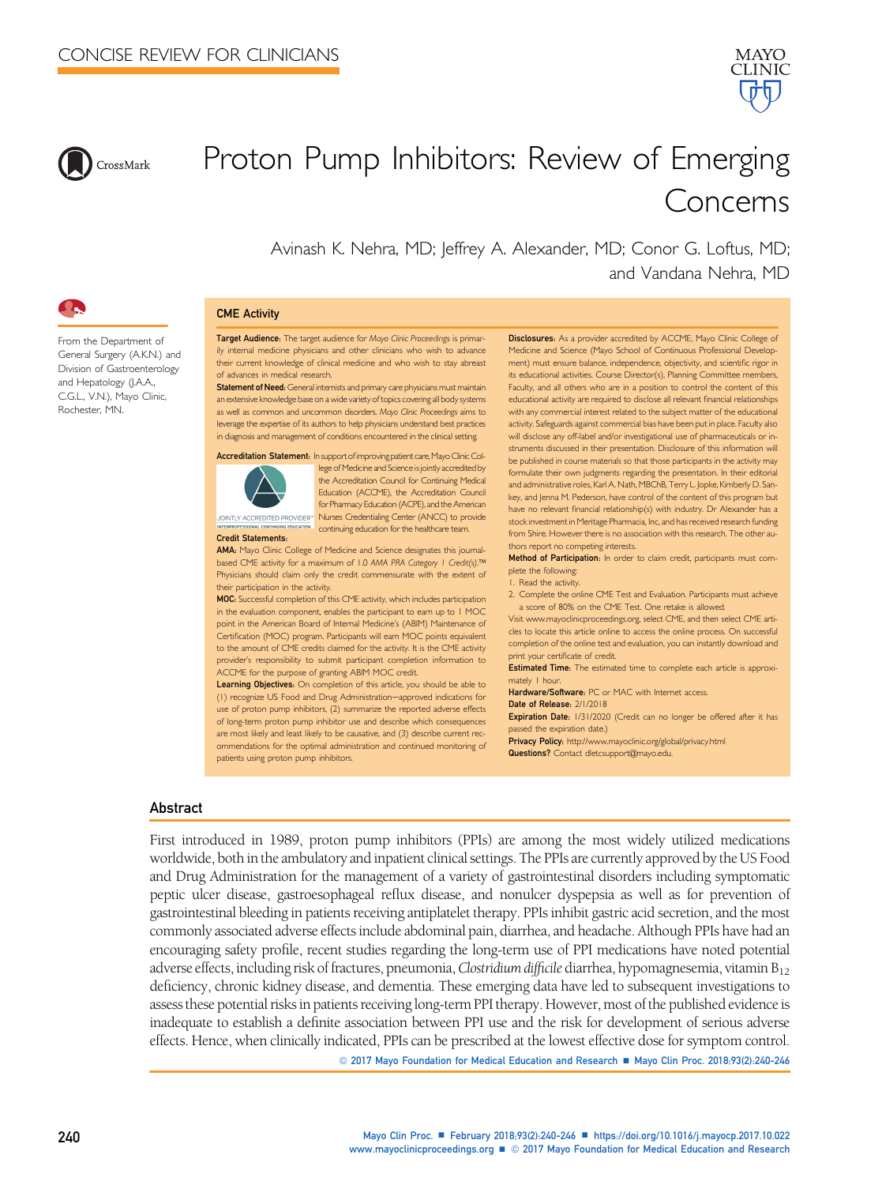CONCISE REVIEW FOR CLINICIANS

# Proton Pump Inhibitors: Review of Emerging Concerns

Avinash K. Nehra, MD; Jeffrey A. Alexander, MD; Conor G. Loftus, MD; and Vandana Nehra, MD

From the Department of General Surgery (A.K.N.) and Division of Gastroenterology and Hepatology (J.A.A., C.G.L., V.N.), Mayo Clinic, Rochester, MN.

## CME Activity

**Target Audience:** The target audience for *Mayo Clinic Proceedings* is primarily internal medicine physicians and other clinicians who wish to advance their current knowledge of clinical medicine and who wish to stay abreast of advances in medical research.

**Statement of Need:** General internists and primary care physicians must maintain an extensive knowledge base on a wide variety of topics covering all body systems as well as common and uncommon disorders. *Mayo Clinic Proceedings* aims to leverage the expertise of its authors to help physicians understand best practices in diagnosis and management of conditions encountered in the clinical setting.

**Accreditation Statement:** In support of improving patient care, Mayo Clinic College of Medicine and Science is jointly accredited by the Accreditation Council for Continuing Medical Education (ACCME), the Accreditation Council for Pharmacy Education (ACPE), and the American Nurses Credentialing Center (ANCC) to provide continuing education for the healthcare team.

**Credit Statements:**

**AMA:** Mayo Clinic College of Medicine and Science designates this journal-based CME activity for a maximum of 1.0 *AMA PRA Category 1 Credit(s).*™ Physicians should claim only the credit commensurate with the extent of their participation in the activity.

**MOC:** Successful completion of this CME activity, which includes participation in the evaluation component, enables the participant to earn up to 1 MOC point in the American Board of Internal Medicine's (ABIM) Maintenance of Certification (MOC) program. Participants will earn MOC points equivalent to the amount of CME credits claimed for the activity. It is the CME activity provider's responsibility to submit participant completion information to ACCME for the purpose of granting ABIM MOC credit.

**Learning Objectives:** On completion of this article, you should be able to (1) recognize US Food and Drug Administration–approved indications for use of proton pump inhibitors, (2) summarize the reported adverse effects of long-term proton pump inhibitor use and describe which consequences are most likely and least likely to be causative, and (3) describe current recommendations for the optimal administration and continued monitoring of patients using proton pump inhibitors.

**Disclosures:** As a provider accredited by ACCME, Mayo Clinic College of Medicine and Science (Mayo School of Continuous Professional Development) must ensure balance, independence, objectivity, and scientific rigor in its educational activities. Course Director(s), Planning Committee members, Faculty, and all others who are in a position to control the content of this educational activity are required to disclose all relevant financial relationships with any commercial interest related to the subject matter of the educational activity. Safeguards against commercial bias have been put in place. Faculty also will disclose any off-label and/or investigational use of pharmaceuticals or instruments discussed in their presentation. Disclosure of this information will be published in course materials so that those participants in the activity may formulate their own judgments regarding the presentation. In their editorial and administrative roles, Karl A. Nath, MBChB, Terry L. Jopke, Kimberly D. Sankey, and Jenna M. Pederson, have control of the content of this program but have no relevant financial relationship(s) with industry. Dr Alexander has a stock investment in Meritage Pharmacia, Inc, and has received research funding from Shire. However there is no association with this research. The other authors report no competing interests.

**Method of Participation:** In order to claim credit, participants must complete the following:

1. Read the activity.
2. Complete the online CME Test and Evaluation. Participants must achieve a score of 80% on the CME Test. One retake is allowed.

Visit www.mayoclinicproceedings.org, select CME, and then select CME articles to locate this article online to access the online process. On successful completion of the online test and evaluation, you can instantly download and print your certificate of credit.

**Estimated Time:** The estimated time to complete each article is approximately 1 hour.

**Hardware/Software:** PC or MAC with Internet access.

**Date of Release:** 2/1/2018

**Expiration Date:** 1/31/2020 (Credit can no longer be offered after it has passed the expiration date.)

**Privacy Policy:** http://www.mayoclinic.org/global/privacy.html

**Questions?** Contact dletcsupport@mayo.edu.

## Abstract

First introduced in 1989, proton pump inhibitors (PPIs) are among the most widely utilized medications worldwide, both in the ambulatory and inpatient clinical settings. The PPIs are currently approved by the US Food and Drug Administration for the management of a variety of gastrointestinal disorders including symptomatic peptic ulcer disease, gastroesophageal reflux disease, and nonulcer dyspepsia as well as for prevention of gastrointestinal bleeding in patients receiving antiplatelet therapy. PPIs inhibit gastric acid secretion, and the most commonly associated adverse effects include abdominal pain, diarrhea, and headache. Although PPIs have had an encouraging safety profile, recent studies regarding the long-term use of PPI medications have noted potential adverse effects, including risk of fractures, pneumonia, *Clostridium difficile* diarrhea, hypomagnesemia, vitamin $B_{12}$ deficiency, chronic kidney disease, and dementia. These emerging data have led to subsequent investigations to assess these potential risks in patients receiving long-term PPI therapy. However, most of the published evidence is inadequate to establish a definite association between PPI use and the risk for development of serious adverse effects. Hence, when clinically indicated, PPIs can be prescribed at the lowest effective dose for symptom control.

© 2017 Mayo Foundation for Medical Education and Research ■ Mayo Clin Proc. 2018;93(2):240-246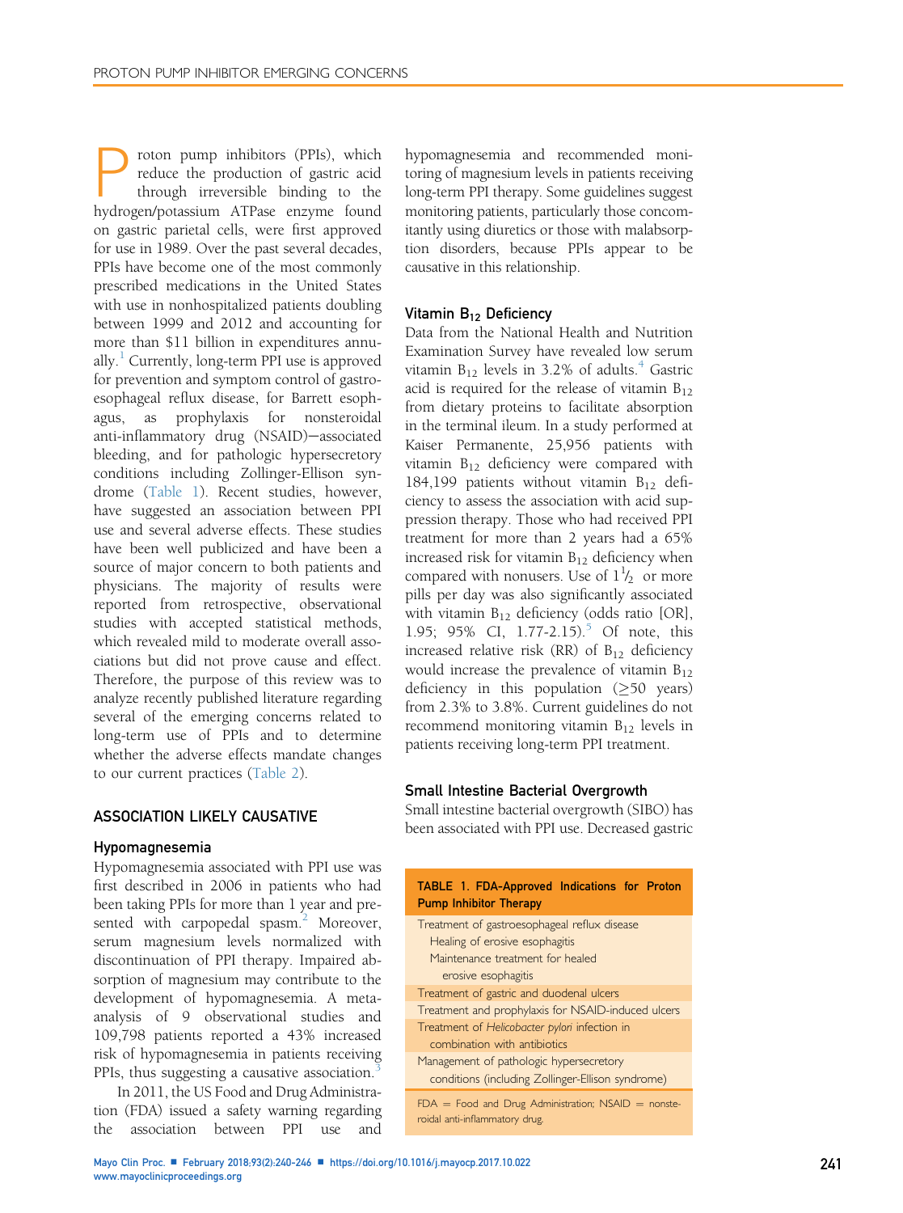Proton pump inhibitors (PPIs), which reduce the production of gastric acid through irreversible binding to the hydrogen/potassium ATPase enzyme found on gastric parietal cells, were first approved for use in 1989. Over the past several decades, PPIs have become one of the most commonly prescribed medications in the United States with use in nonhospitalized patients doubling between 1999 and 2012 and accounting for more than $11 billion in expenditures annually.[1] Currently, long-term PPI use is approved for prevention and symptom control of gastroesophageal reflux disease, for Barrett esophagus, as prophylaxis for nonsteroidal anti-inflammatory drug (NSAID)—associated bleeding, and for pathologic hypersecretory conditions including Zollinger-Ellison syndrome (Table 1). Recent studies, however, have suggested an association between PPI use and several adverse effects. These studies have been well publicized and have been a source of major concern to both patients and physicians. The majority of results were reported from retrospective, observational studies with accepted statistical methods, which revealed mild to moderate overall associations but did not prove cause and effect. Therefore, the purpose of this review was to analyze recently published literature regarding several of the emerging concerns related to long-term use of PPIs and to determine whether the adverse effects mandate changes to our current practices (Table 2).

## ASSOCIATION LIKELY CAUSATIVE

### Hypomagnesemia

Hypomagnesemia associated with PPI use was first described in 2006 in patients who had been taking PPIs for more than 1 year and presented with carpopedal spasm.[2] Moreover, serum magnesium levels normalized with discontinuation of PPI therapy. Impaired absorption of magnesium may contribute to the development of hypomagnesemia. A meta-analysis of 9 observational studies and 109,798 patients reported a 43% increased risk of hypomagnesemia in patients receiving PPIs, thus suggesting a causative association.[3]

In 2011, the US Food and Drug Administration (FDA) issued a safety warning regarding the association between PPI use and hypomagnesemia and recommended monitoring of magnesium levels in patients receiving long-term PPI therapy. Some guidelines suggest monitoring patients, particularly those concomitantly using diuretics or those with malabsorption disorders, because PPIs appear to be causative in this relationship.

### Vitamin $B_{12}$ Deficiency

Data from the National Health and Nutrition Examination Survey have revealed low serum vitamin $B_{12}$ levels in 3.2% of adults.[4] Gastric acid is required for the release of vitamin $B_{12}$ from dietary proteins to facilitate absorption in the terminal ileum. In a study performed at Kaiser Permanente, 25,956 patients with vitamin $B_{12}$ deficiency were compared with 184,199 patients without vitamin $B_{12}$ deficiency to assess the association with acid suppression therapy. Those who had received PPI treatment for more than 2 years had a 65% increased risk for vitamin $B_{12}$ deficiency when compared with nonusers. Use of $1\frac{1}{2}$ or more pills per day was also significantly associated with vitamin $B_{12}$ deficiency (odds ratio [OR], 1.95; 95% CI, 1.77-2.15).[5] Of note, this increased relative risk (RR) of $B_{12}$ deficiency would increase the prevalence of vitamin $B_{12}$ deficiency in this population (≥50 years) from 2.3% to 3.8%. Current guidelines do not recommend monitoring vitamin $B_{12}$ levels in patients receiving long-term PPI treatment.

### Small Intestine Bacterial Overgrowth

Small intestine bacterial overgrowth (SIBO) has been associated with PPI use. Decreased gastric

**TABLE 1. FDA-Approved Indications for Proton Pump Inhibitor Therapy**

| |
|---|
| Treatment of gastroesophageal reflux disease |
| Healing of erosive esophagitis |
| Maintenance treatment for healed erosive esophagitis |
| Treatment of gastric and duodenal ulcers |
| Treatment and prophylaxis for NSAID-induced ulcers |
| Treatment of *Helicobacter pylori* infection in combination with antibiotics |
| Management of pathologic hypersecretory conditions (including Zollinger-Ellison syndrome) |

FDA = Food and Drug Administration; NSAID = nonsteroidal anti-inflammatory drug.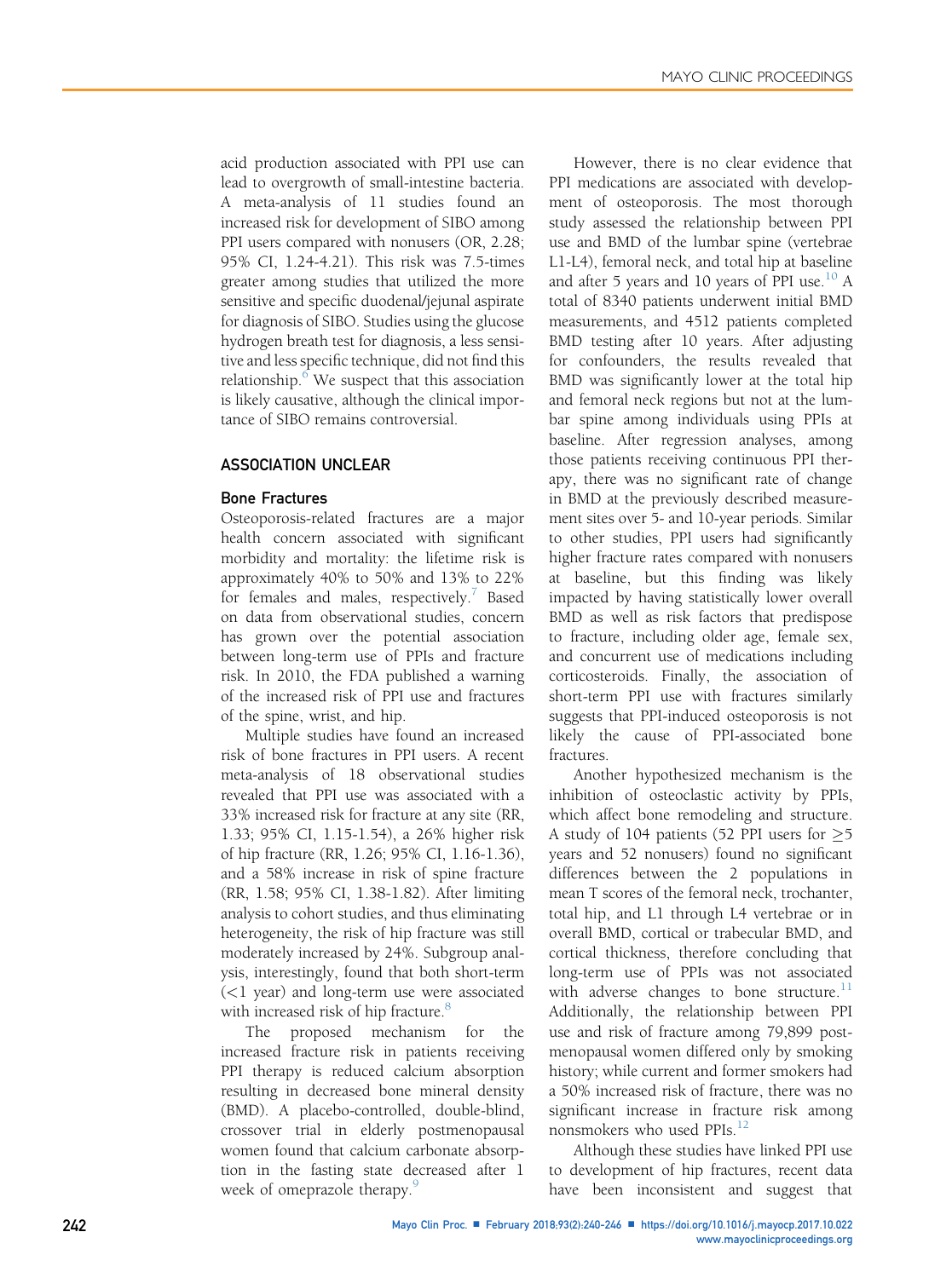acid production associated with PPI use can lead to overgrowth of small-intestine bacteria. A meta-analysis of 11 studies found an increased risk for development of SIBO among PPI users compared with nonusers (OR, 2.28; 95% CI, 1.24-4.21). This risk was 7.5-times greater among studies that utilized the more sensitive and specific duodenal/jejunal aspirate for diagnosis of SIBO. Studies using the glucose hydrogen breath test for diagnosis, a less sensitive and less specific technique, did not find this relationship.[6] We suspect that this association is likely causative, although the clinical importance of SIBO remains controversial.

## ASSOCIATION UNCLEAR

### Bone Fractures

Osteoporosis-related fractures are a major health concern associated with significant morbidity and mortality: the lifetime risk is approximately 40% to 50% and 13% to 22% for females and males, respectively.[7] Based on data from observational studies, concern has grown over the potential association between long-term use of PPIs and fracture risk. In 2010, the FDA published a warning of the increased risk of PPI use and fractures of the spine, wrist, and hip.

Multiple studies have found an increased risk of bone fractures in PPI users. A recent meta-analysis of 18 observational studies revealed that PPI use was associated with a 33% increased risk for fracture at any site (RR, 1.33; 95% CI, 1.15-1.54), a 26% higher risk of hip fracture (RR, 1.26; 95% CI, 1.16-1.36), and a 58% increase in risk of spine fracture (RR, 1.58; 95% CI, 1.38-1.82). After limiting analysis to cohort studies, and thus eliminating heterogeneity, the risk of hip fracture was still moderately increased by 24%. Subgroup analysis, interestingly, found that both short-term (<1 year) and long-term use were associated with increased risk of hip fracture.[8]

The proposed mechanism for the increased fracture risk in patients receiving PPI therapy is reduced calcium absorption resulting in decreased bone mineral density (BMD). A placebo-controlled, double-blind, crossover trial in elderly postmenopausal women found that calcium carbonate absorption in the fasting state decreased after 1 week of omeprazole therapy.[9]

However, there is no clear evidence that PPI medications are associated with development of osteoporosis. The most thorough study assessed the relationship between PPI use and BMD of the lumbar spine (vertebrae L1-L4), femoral neck, and total hip at baseline and after 5 years and 10 years of PPI use.[10] A total of 8340 patients underwent initial BMD measurements, and 4512 patients completed BMD testing after 10 years. After adjusting for confounders, the results revealed that BMD was significantly lower at the total hip and femoral neck regions but not at the lumbar spine among individuals using PPIs at baseline. After regression analyses, among those patients receiving continuous PPI therapy, there was no significant rate of change in BMD at the previously described measurement sites over 5- and 10-year periods. Similar to other studies, PPI users had significantly higher fracture rates compared with nonusers at baseline, but this finding was likely impacted by having statistically lower overall BMD as well as risk factors that predispose to fracture, including older age, female sex, and concurrent use of medications including corticosteroids. Finally, the association of short-term PPI use with fractures similarly suggests that PPI-induced osteoporosis is not likely the cause of PPI-associated bone fractures.

Another hypothesized mechanism is the inhibition of osteoclastic activity by PPIs, which affect bone remodeling and structure. A study of 104 patients (52 PPI users for ≥5 years and 52 nonusers) found no significant differences between the 2 populations in mean T scores of the femoral neck, trochanter, total hip, and L1 through L4 vertebrae or in overall BMD, cortical or trabecular BMD, and cortical thickness, therefore concluding that long-term use of PPIs was not associated with adverse changes to bone structure.[11] Additionally, the relationship between PPI use and risk of fracture among 79,899 postmenopausal women differed only by smoking history; while current and former smokers had a 50% increased risk of fracture, there was no significant increase in fracture risk among nonsmokers who used PPIs.[12]

Although these studies have linked PPI use to development of hip fractures, recent data have been inconsistent and suggest that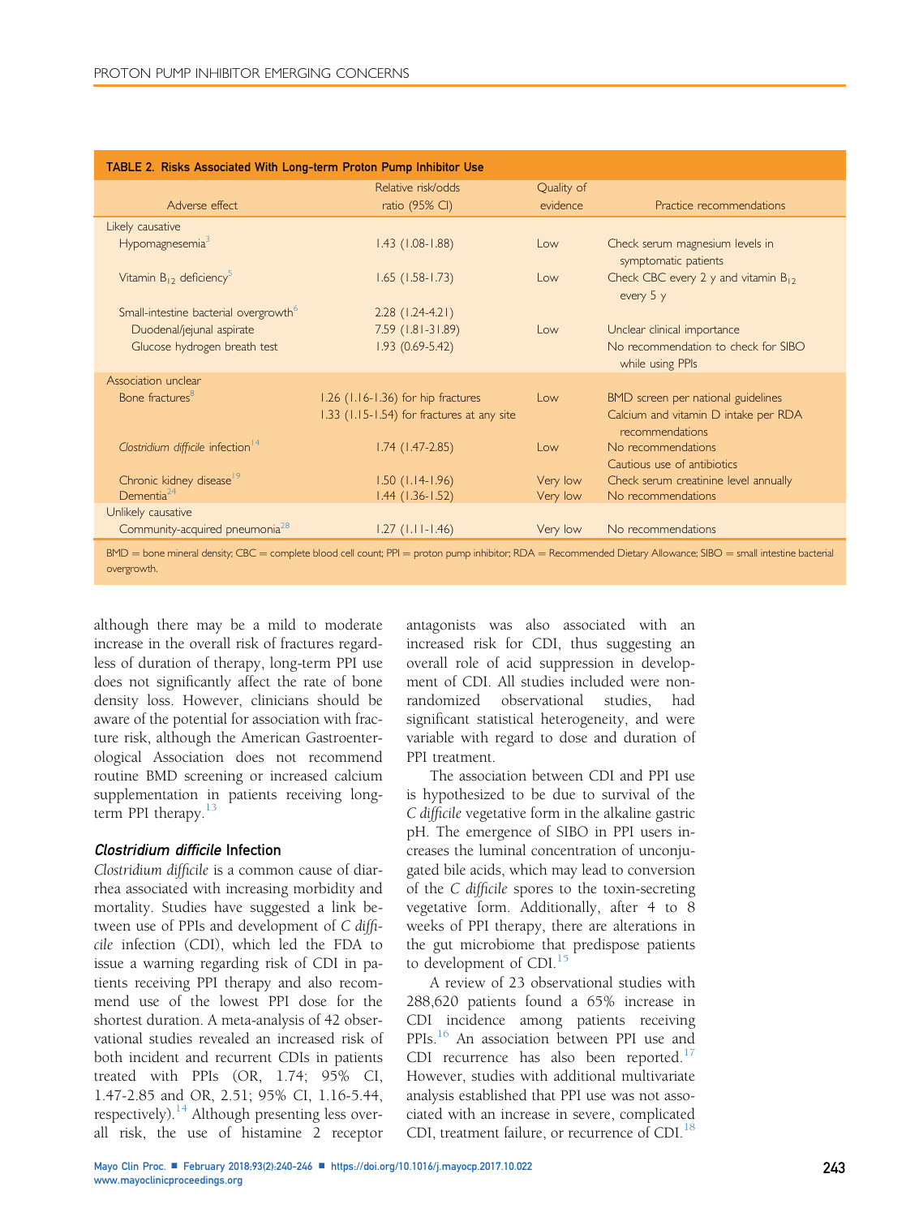TABLE 2. Risks Associated With Long-term Proton Pump Inhibitor Use

| Adverse effect | Relative risk/odds ratio (95% CI) | Quality of evidence | Practice recommendations |
|---|---|---|---|
| Likely causative | | | |
| Hypomagnesemia[3] | 1.43 (1.08-1.88) | Low | Check serum magnesium levels in symptomatic patients |
| Vitamin $B_{12}$ deficiency[5] | 1.65 (1.58-1.73) | Low | Check CBC every 2 y and vitamin $B_{12}$ every 5 y |
| Small-intestine bacterial overgrowth[6] | 2.28 (1.24-4.21) | | |
| Duodenal/jejunal aspirate | 7.59 (1.81-31.89) | Low | Unclear clinical importance |
| Glucose hydrogen breath test | 1.93 (0.69-5.42) | | No recommendation to check for SIBO while using PPIs |
| Association unclear | | | |
| Bone fractures[8] | 1.26 (1.16-1.36) for hip fractures<br>1.33 (1.15-1.54) for fractures at any site | Low | BMD screen per national guidelines<br>Calcium and vitamin D intake per RDA recommendations |
| *Clostridium difficile* infection[14] | 1.74 (1.47-2.85) | Low | No recommendations<br>Cautious use of antibiotics |
| Chronic kidney disease[19] | 1.50 (1.14-1.96) | Very low | Check serum creatinine level annually |
| Dementia[24] | 1.44 (1.36-1.52) | Very low | No recommendations |
| Unlikely causative | | | |
| Community-acquired pneumonia[28] | 1.27 (1.11-1.46) | Very low | No recommendations |

BMD = bone mineral density; CBC = complete blood cell count; PPI = proton pump inhibitor; RDA = Recommended Dietary Allowance; SIBO = small intestine bacterial overgrowth.

although there may be a mild to moderate increase in the overall risk of fractures regardless of duration of therapy, long-term PPI use does not significantly affect the rate of bone density loss. However, clinicians should be aware of the potential for association with fracture risk, although the American Gastroenterological Association does not recommend routine BMD screening or increased calcium supplementation in patients receiving long-term PPI therapy.[13]

### *Clostridium difficile* Infection

*Clostridium difficile* is a common cause of diarrhea associated with increasing morbidity and mortality. Studies have suggested a link between use of PPIs and development of *C difficile* infection (CDI), which led the FDA to issue a warning regarding risk of CDI in patients receiving PPI therapy and also recommend use of the lowest PPI dose for the shortest duration. A meta-analysis of 42 observational studies revealed an increased risk of both incident and recurrent CDIs in patients treated with PPIs (OR, 1.74; 95% CI, 1.47-2.85 and OR, 2.51; 95% CI, 1.16-5.44, respectively).[14] Although presenting less overall risk, the use of histamine 2 receptor antagonists was also associated with an increased risk for CDI, thus suggesting an overall role of acid suppression in development of CDI. All studies included were nonrandomized observational studies, had significant statistical heterogeneity, and were variable with regard to dose and duration of PPI treatment.

The association between CDI and PPI use is hypothesized to be due to survival of the *C difficile* vegetative form in the alkaline gastric pH. The emergence of SIBO in PPI users increases the luminal concentration of unconjugated bile acids, which may lead to conversion of the *C difficile* spores to the toxin-secreting vegetative form. Additionally, after 4 to 8 weeks of PPI therapy, there are alterations in the gut microbiome that predispose patients to development of CDI.[15]

A review of 23 observational studies with 288,620 patients found a 65% increase in CDI incidence among patients receiving PPIs.[16] An association between PPI use and CDI recurrence has also been reported.[17] However, studies with additional multivariate analysis established that PPI use was not associated with an increase in severe, complicated CDI, treatment failure, or recurrence of CDI.[18]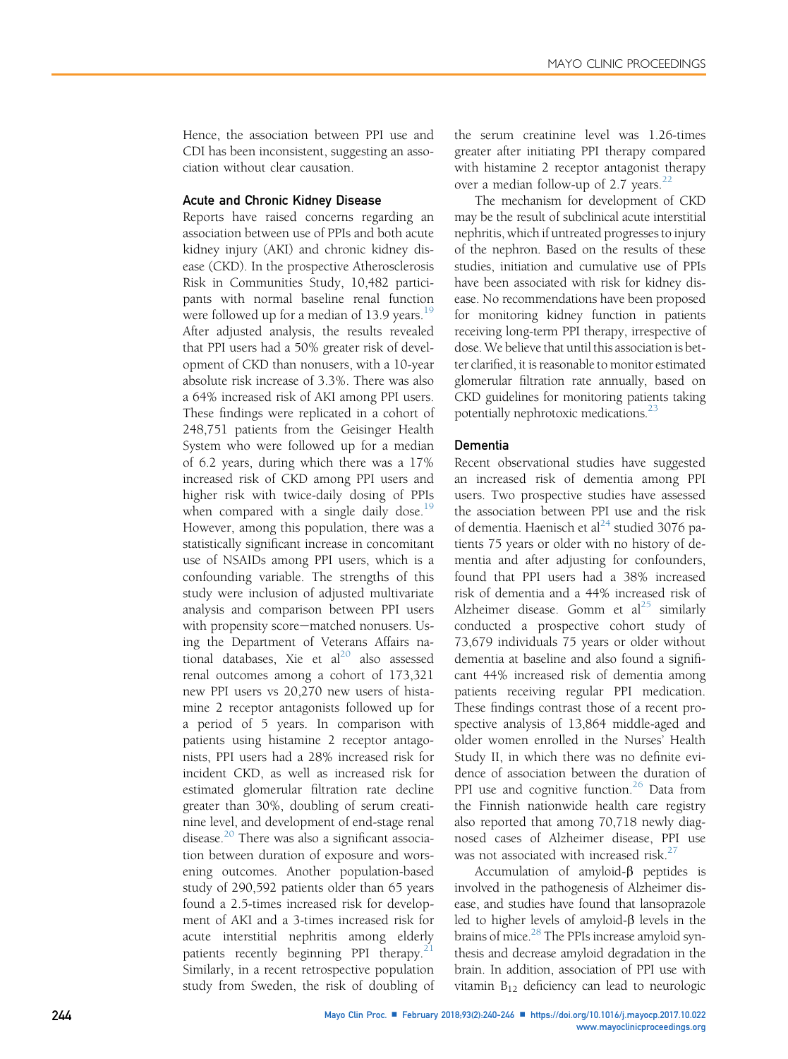Hence, the association between PPI use and CDI has been inconsistent, suggesting an association without clear causation.

### Acute and Chronic Kidney Disease

Reports have raised concerns regarding an association between use of PPIs and both acute kidney injury (AKI) and chronic kidney disease (CKD). In the prospective Atherosclerosis Risk in Communities Study, 10,482 participants with normal baseline renal function were followed up for a median of 13.9 years.[19] After adjusted analysis, the results revealed that PPI users had a 50% greater risk of development of CKD than nonusers, with a 10-year absolute risk increase of 3.3%. There was also a 64% increased risk of AKI among PPI users. These findings were replicated in a cohort of 248,751 patients from the Geisinger Health System who were followed up for a median of 6.2 years, during which there was a 17% increased risk of CKD among PPI users and higher risk with twice-daily dosing of PPIs when compared with a single daily dose.[19] However, among this population, there was a statistically significant increase in concomitant use of NSAIDs among PPI users, which is a confounding variable. The strengths of this study were inclusion of adjusted multivariate analysis and comparison between PPI users with propensity score–matched nonusers. Using the Department of Veterans Affairs national databases, Xie et al[20] also assessed renal outcomes among a cohort of 173,321 new PPI users vs 20,270 new users of histamine 2 receptor antagonists followed up for a period of 5 years. In comparison with patients using histamine 2 receptor antagonists, PPI users had a 28% increased risk for incident CKD, as well as increased risk for estimated glomerular filtration rate decline greater than 30%, doubling of serum creatinine level, and development of end-stage renal disease.[20] There was also a significant association between duration of exposure and worsening outcomes. Another population-based study of 290,592 patients older than 65 years found a 2.5-times increased risk for development of AKI and a 3-times increased risk for acute interstitial nephritis among elderly patients recently beginning PPI therapy.[21] Similarly, in a recent retrospective population study from Sweden, the risk of doubling of the serum creatinine level was 1.26-times greater after initiating PPI therapy compared with histamine 2 receptor antagonist therapy over a median follow-up of 2.7 years.[22]

The mechanism for development of CKD may be the result of subclinical acute interstitial nephritis, which if untreated progresses to injury of the nephron. Based on the results of these studies, initiation and cumulative use of PPIs have been associated with risk for kidney disease. No recommendations have been proposed for monitoring kidney function in patients receiving long-term PPI therapy, irrespective of dose. We believe that until this association is better clarified, it is reasonable to monitor estimated glomerular filtration rate annually, based on CKD guidelines for monitoring patients taking potentially nephrotoxic medications.[23]

### Dementia

Recent observational studies have suggested an increased risk of dementia among PPI users. Two prospective studies have assessed the association between PPI use and the risk of dementia. Haenisch et al[24] studied 3076 patients 75 years or older with no history of dementia and after adjusting for confounders, found that PPI users had a 38% increased risk of dementia and a 44% increased risk of Alzheimer disease. Gomm et al[25] similarly conducted a prospective cohort study of 73,679 individuals 75 years or older without dementia at baseline and also found a significant 44% increased risk of dementia among patients receiving regular PPI medication. These findings contrast those of a recent prospective analysis of 13,864 middle-aged and older women enrolled in the Nurses' Health Study II, in which there was no definite evidence of association between the duration of PPI use and cognitive function.[26] Data from the Finnish nationwide health care registry also reported that among 70,718 newly diagnosed cases of Alzheimer disease, PPI use was not associated with increased risk.[27]

Accumulation of amyloid-β peptides is involved in the pathogenesis of Alzheimer disease, and studies have found that lansoprazole led to higher levels of amyloid-β levels in the brains of mice.[28] The PPIs increase amyloid synthesis and decrease amyloid degradation in the brain. In addition, association of PPI use with vitamin $B_{12}$ deficiency can lead to neurologic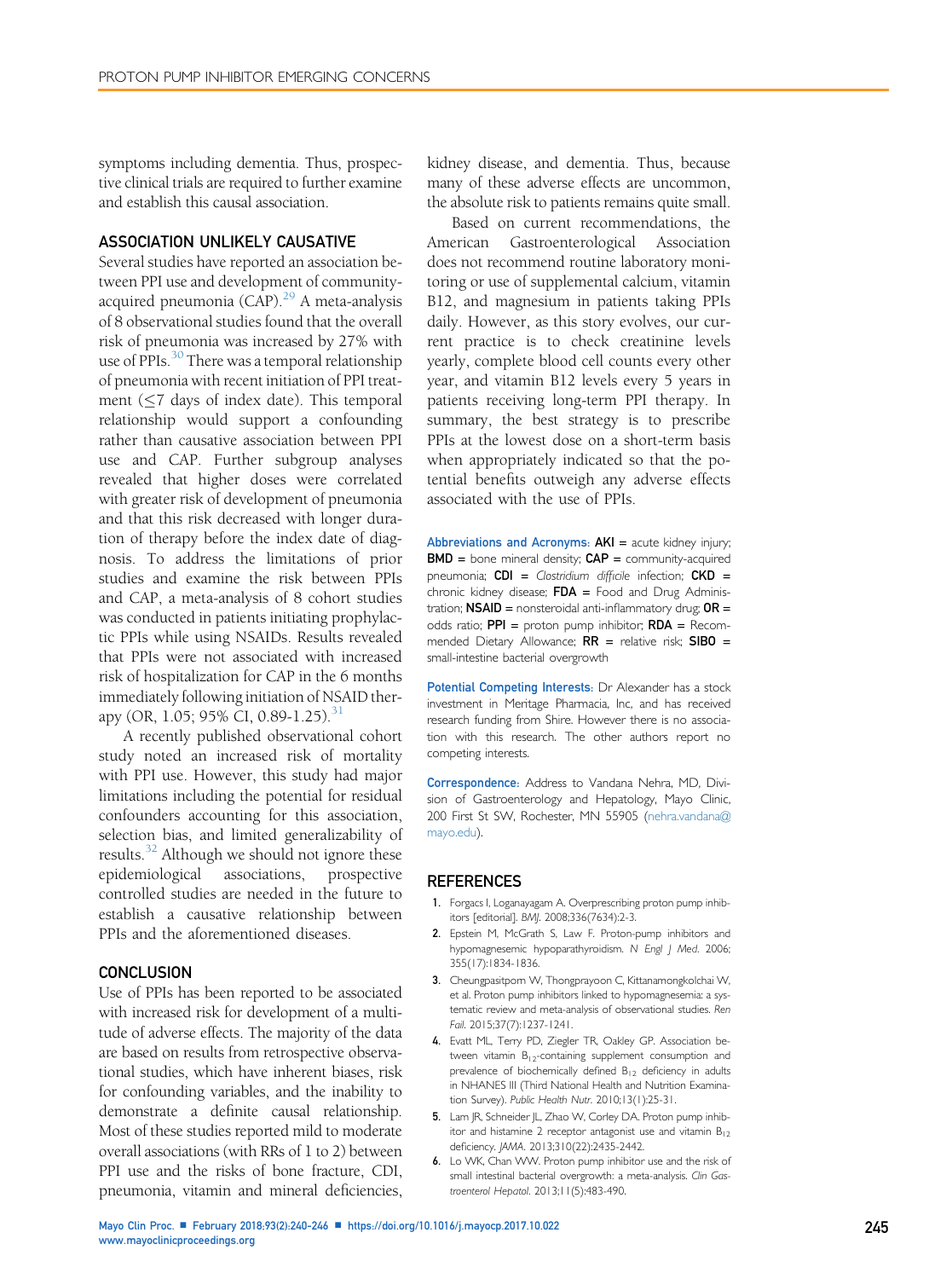symptoms including dementia. Thus, prospective clinical trials are required to further examine and establish this causal association.

## ASSOCIATION UNLIKELY CAUSATIVE

Several studies have reported an association between PPI use and development of community-acquired pneumonia (CAP).[29] A meta-analysis of 8 observational studies found that the overall risk of pneumonia was increased by 27% with use of PPIs.[30] There was a temporal relationship of pneumonia with recent initiation of PPI treatment ($\leq$7 days of index date). This temporal relationship would support a confounding rather than causative association between PPI use and CAP. Further subgroup analyses revealed that higher doses were correlated with greater risk of development of pneumonia and that this risk decreased with longer duration of therapy before the index date of diagnosis. To address the limitations of prior studies and examine the risk between PPIs and CAP, a meta-analysis of 8 cohort studies was conducted in patients initiating prophylactic PPIs while using NSAIDs. Results revealed that PPIs were not associated with increased risk of hospitalization for CAP in the 6 months immediately following initiation of NSAID therapy (OR, 1.05; 95% CI, 0.89-1.25).[31]

A recently published observational cohort study noted an increased risk of mortality with PPI use. However, this study had major limitations including the potential for residual confounders accounting for this association, selection bias, and limited generalizability of results.[32] Although we should not ignore these epidemiological associations, prospective controlled studies are needed in the future to establish a causative relationship between PPIs and the aforementioned diseases.

## CONCLUSION

Use of PPIs has been reported to be associated with increased risk for development of a multitude of adverse effects. The majority of the data are based on results from retrospective observational studies, which have inherent biases, risk for confounding variables, and the inability to demonstrate a definite causal relationship. Most of these studies reported mild to moderate overall associations (with RRs of 1 to 2) between PPI use and the risks of bone fracture, CDI, pneumonia, vitamin and mineral deficiencies, kidney disease, and dementia. Thus, because many of these adverse effects are uncommon, the absolute risk to patients remains quite small.

Based on current recommendations, the American Gastroenterological Association does not recommend routine laboratory monitoring or use of supplemental calcium, vitamin B12, and magnesium in patients taking PPIs daily. However, as this story evolves, our current practice is to check creatinine levels yearly, complete blood cell counts every other year, and vitamin B12 levels every 5 years in patients receiving long-term PPI therapy. In summary, the best strategy is to prescribe PPIs at the lowest dose on a short-term basis when appropriately indicated so that the potential benefits outweigh any adverse effects associated with the use of PPIs.

**Abbreviations and Acronyms:** **AKI** = acute kidney injury; **BMD** = bone mineral density; **CAP** = community-acquired pneumonia; **CDI** = *Clostridium difficile* infection; **CKD** = chronic kidney disease; **FDA** = Food and Drug Administration; **NSAID** = nonsteroidal anti-inflammatory drug; **OR** = odds ratio; **PPI** = proton pump inhibitor; **RDA** = Recommended Dietary Allowance; **RR** = relative risk; **SIBO** = small-intestine bacterial overgrowth

**Potential Competing Interests:** Dr Alexander has a stock investment in Meritage Pharmacia, Inc, and has received research funding from Shire. However there is no association with this research. The other authors report no competing interests.

**Correspondence:** Address to Vandana Nehra, MD, Division of Gastroenterology and Hepatology, Mayo Clinic, 200 First St SW, Rochester, MN 55905 (nehra.vandana@mayo.edu).

## REFERENCES

1. Forgacs I, Loganayagam A. Overprescribing proton pump inhibitors [editorial]. *BMJ*. 2008;336(7634):2-3.
2. Epstein M, McGrath S, Law F. Proton-pump inhibitors and hypomagnesemic hypoparathyroidism. *N Engl J Med*. 2006; 355(17):1834-1836.
3. Cheungpasitporn W, Thongprayoon C, Kittanamongkolchai W, et al. Proton pump inhibitors linked to hypomagnesemia: a systematic review and meta-analysis of observational studies. *Ren Fail*. 2015;37(7):1237-1241.
4. Evatt ML, Terry PD, Ziegler TR, Oakley GP. Association between vitamin $B_{12}$-containing supplement consumption and prevalence of biochemically defined $B_{12}$ deficiency in adults in NHANES III (Third National Health and Nutrition Examination Survey). *Public Health Nutr*. 2010;13(1):25-31.
5. Lam JR, Schneider JL, Zhao W, Corley DA. Proton pump inhibitor and histamine 2 receptor antagonist use and vitamin $B_{12}$ deficiency. *JAMA*. 2013;310(22):2435-2442.
6. Lo WK, Chan WW. Proton pump inhibitor use and the risk of small intestinal bacterial overgrowth: a meta-analysis. *Clin Gastroenterol Hepatol*. 2013;11(5):483-490.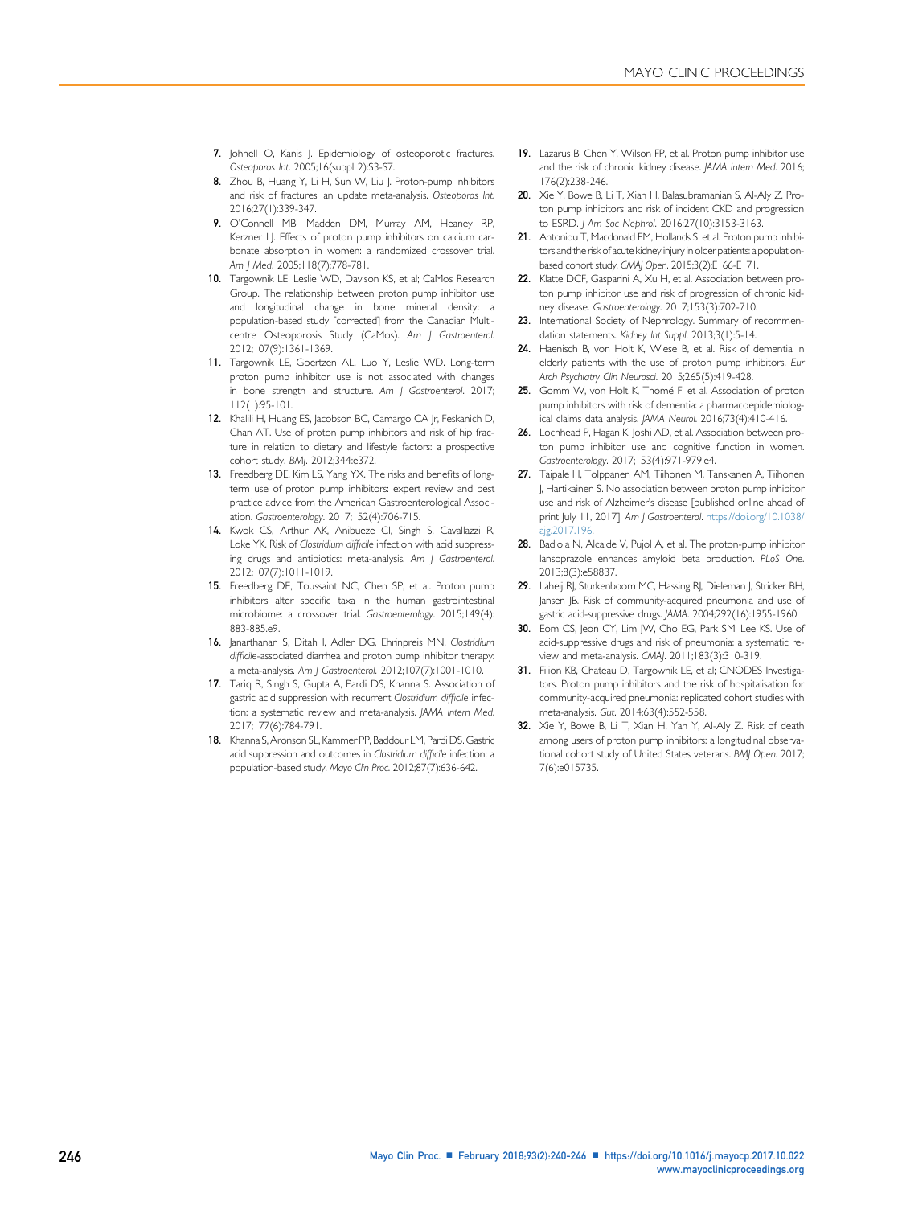7. Johnell O, Kanis J. Epidemiology of osteoporotic fractures. *Osteoporos Int*. 2005;16(suppl 2):S3-S7.
8. Zhou B, Huang Y, Li H, Sun W, Liu J. Proton-pump inhibitors and risk of fractures: an update meta-analysis. *Osteoporos Int*. 2016;27(1):339-347.
9. O'Connell MB, Madden DM, Murray AM, Heaney RP, Kerzner LJ. Effects of proton pump inhibitors on calcium carbonate absorption in women: a randomized crossover trial. *Am J Med*. 2005;118(7):778-781.
10. Targownik LE, Leslie WD, Davison KS, et al; CaMos Research Group. The relationship between proton pump inhibitor use and longitudinal change in bone mineral density: a population-based study [corrected] from the Canadian Multicentre Osteoporosis Study (CaMos). *Am J Gastroenterol*. 2012;107(9):1361-1369.
11. Targownik LE, Goertzen AL, Luo Y, Leslie WD. Long-term proton pump inhibitor use is not associated with changes in bone strength and structure. *Am J Gastroenterol*. 2017; 112(1):95-101.
12. Khalili H, Huang ES, Jacobson BC, Camargo CA Jr, Feskanich D, Chan AT. Use of proton pump inhibitors and risk of hip fracture in relation to dietary and lifestyle factors: a prospective cohort study. *BMJ*. 2012;344:e372.
13. Freedberg DE, Kim LS, Yang YX. The risks and benefits of long-term use of proton pump inhibitors: expert review and best practice advice from the American Gastroenterological Association. *Gastroenterology*. 2017;152(4):706-715.
14. Kwok CS, Arthur AK, Anibueze CI, Singh S, Cavallazzi R, Loke YK. Risk of *Clostridium difficile* infection with acid suppressing drugs and antibiotics: meta-analysis. *Am J Gastroenterol*. 2012;107(7):1011-1019.
15. Freedberg DE, Toussaint NC, Chen SP, et al. Proton pump inhibitors alter specific taxa in the human gastrointestinal microbiome: a crossover trial. *Gastroenterology*. 2015;149(4): 883-885.e9.
16. Janarthanan S, Ditah I, Adler DG, Ehrinpreis MN. *Clostridium difficile*-associated diarrhea and proton pump inhibitor therapy: a meta-analysis. *Am J Gastroenterol*. 2012;107(7):1001-1010.
17. Tariq R, Singh S, Gupta A, Pardi DS, Khanna S. Association of gastric acid suppression with recurrent *Clostridium difficile* infection: a systematic review and meta-analysis. *JAMA Intern Med*. 2017;177(6):784-791.
18. Khanna S, Aronson SL, Kammer PP, Baddour LM, Pardi DS. Gastric acid suppression and outcomes in *Clostridium difficile* infection: a population-based study. *Mayo Clin Proc*. 2012;87(7):636-642.
19. Lazarus B, Chen Y, Wilson FP, et al. Proton pump inhibitor use and the risk of chronic kidney disease. *JAMA Intern Med*. 2016; 176(2):238-246.
20. Xie Y, Bowe B, Li T, Xian H, Balasubramanian S, Al-Aly Z. Proton pump inhibitors and risk of incident CKD and progression to ESRD. *J Am Soc Nephrol*. 2016;27(10):3153-3163.
21. Antoniou T, Macdonald EM, Hollands S, et al. Proton pump inhibitors and the risk of acute kidney injury in older patients: a population-based cohort study. *CMAJ Open*. 2015;3(2):E166-E171.
22. Klatte DCF, Gasparini A, Xu H, et al. Association between proton pump inhibitor use and risk of progression of chronic kidney disease. *Gastroenterology*. 2017;153(3):702-710.
23. International Society of Nephrology. Summary of recommendation statements. *Kidney Int Suppl*. 2013;3(1):5-14.
24. Haenisch B, von Holt K, Wiese B, et al. Risk of dementia in elderly patients with the use of proton pump inhibitors. *Eur Arch Psychiatry Clin Neurosci*. 2015;265(5):419-428.
25. Gomm W, von Holt K, Thomé F, et al. Association of proton pump inhibitors with risk of dementia: a pharmacoepidemiological claims data analysis. *JAMA Neurol*. 2016;73(4):410-416.
26. Lochhead P, Hagan K, Joshi AD, et al. Association between proton pump inhibitor use and cognitive function in women. *Gastroenterology*. 2017;153(4):971-979.e4.
27. Taipale H, Tolppanen AM, Tiihonen M, Tanskanen A, Tiihonen J, Hartikainen S. No association between proton pump inhibitor use and risk of Alzheimer's disease [published online ahead of print July 11, 2017]. *Am J Gastroenterol*. https://doi.org/10.1038/ajg.2017.196.
28. Badiola N, Alcalde V, Pujol A, et al. The proton-pump inhibitor lansoprazole enhances amyloid beta production. *PLoS One*. 2013;8(3):e58837.
29. Laheij RJ, Sturkenboom MC, Hassing RJ, Dieleman J, Stricker BH, Jansen JB. Risk of community-acquired pneumonia and use of gastric acid-suppressive drugs. *JAMA*. 2004;292(16):1955-1960.
30. Eom CS, Jeon CY, Lim JW, Cho EG, Park SM, Lee KS. Use of acid-suppressive drugs and risk of pneumonia: a systematic review and meta-analysis. *CMAJ*. 2011;183(3):310-319.
31. Filion KB, Chateau D, Targownik LE, et al; CNODES Investigators. Proton pump inhibitors and the risk of hospitalisation for community-acquired pneumonia: replicated cohort studies with meta-analysis. *Gut*. 2014;63(4):552-558.
32. Xie Y, Bowe B, Li T, Xian H, Yan Y, Al-Aly Z. Risk of death among users of proton pump inhibitors: a longitudinal observational cohort study of United States veterans. *BMJ Open*. 2017; 7(6):e015735.